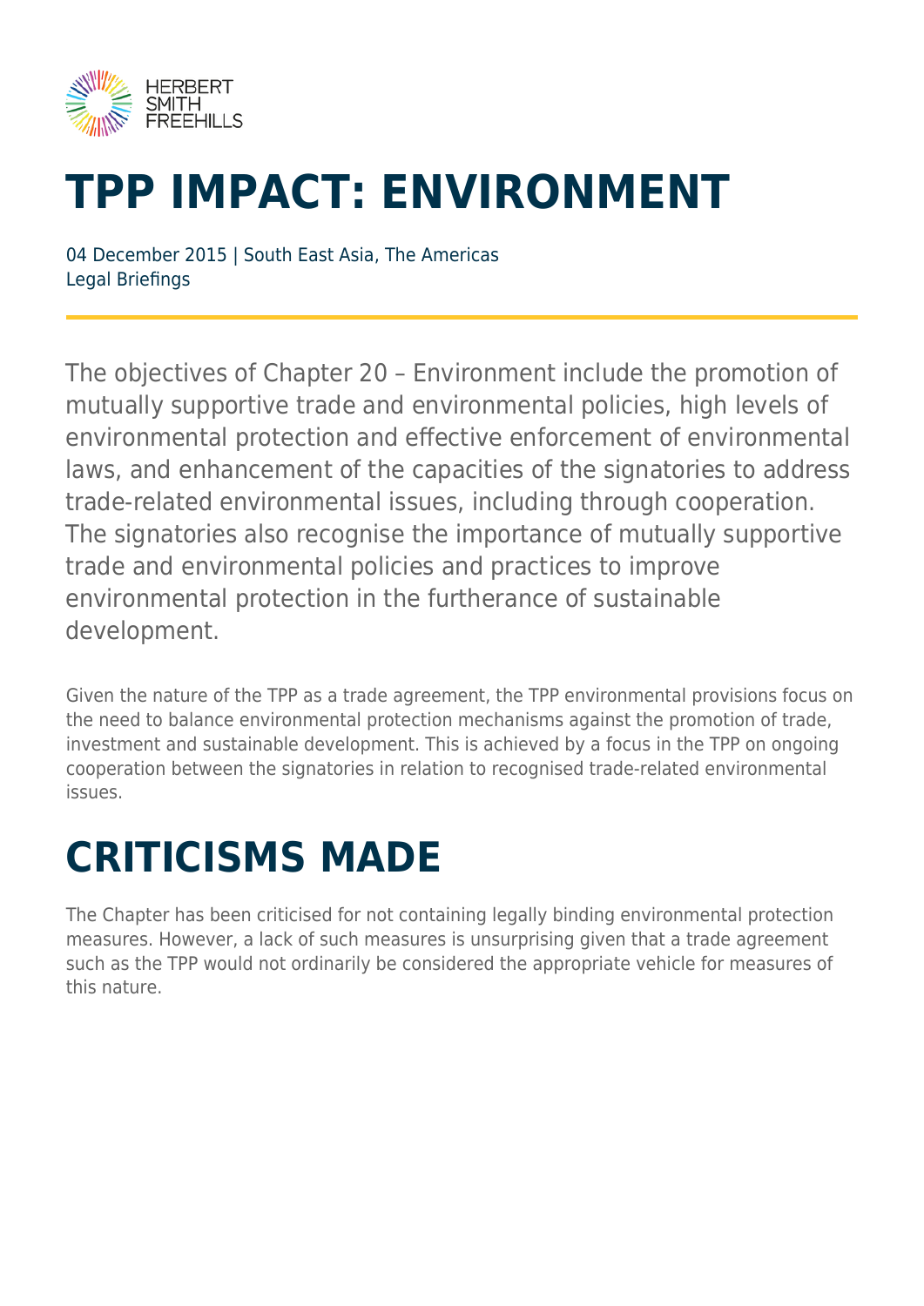# TPP IMPACT: ENVIRONMENT

04 December 2015 | South East Asia, The Americas
Legal Briefings

The objectives of Chapter 20 – Environment include the promotion of mutually supportive trade and environmental policies, high levels of environmental protection and effective enforcement of environmental laws, and enhancement of the capacities of the signatories to address trade-related environmental issues, including through cooperation. The signatories also recognise the importance of mutually supportive trade and environmental policies and practices to improve environmental protection in the furtherance of sustainable development.

Given the nature of the TPP as a trade agreement, the TPP environmental provisions focus on the need to balance environmental protection mechanisms against the promotion of trade, investment and sustainable development. This is achieved by a focus in the TPP on ongoing cooperation between the signatories in relation to recognised trade-related environmental issues.

# CRITICISMS MADE

The Chapter has been criticised for not containing legally binding environmental protection measures. However, a lack of such measures is unsurprising given that a trade agreement such as the TPP would not ordinarily be considered the appropriate vehicle for measures of this nature.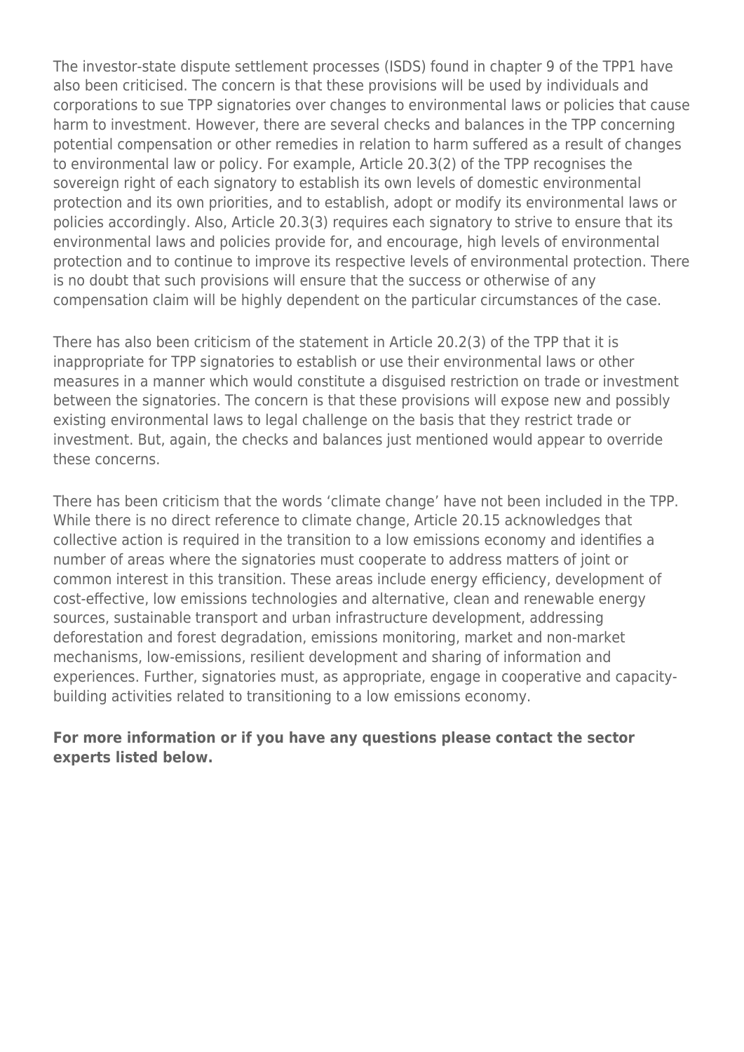The investor-state dispute settlement processes (ISDS) found in chapter 9 of the TPP[1] have also been criticised. The concern is that these provisions will be used by individuals and corporations to sue TPP signatories over changes to environmental laws or policies that cause harm to investment. However, there are several checks and balances in the TPP concerning potential compensation or other remedies in relation to harm suffered as a result of changes to environmental law or policy. For example, Article 20.3(2) of the TPP recognises the sovereign right of each signatory to establish its own levels of domestic environmental protection and its own priorities, and to establish, adopt or modify its environmental laws or policies accordingly. Also, Article 20.3(3) requires each signatory to strive to ensure that its environmental laws and policies provide for, and encourage, high levels of environmental protection and to continue to improve its respective levels of environmental protection. There is no doubt that such provisions will ensure that the success or otherwise of any compensation claim will be highly dependent on the particular circumstances of the case.

There has also been criticism of the statement in Article 20.2(3) of the TPP that it is inappropriate for TPP signatories to establish or use their environmental laws or other measures in a manner which would constitute a disguised restriction on trade or investment between the signatories. The concern is that these provisions will expose new and possibly existing environmental laws to legal challenge on the basis that they restrict trade or investment. But, again, the checks and balances just mentioned would appear to override these concerns.

There has been criticism that the words 'climate change' have not been included in the TPP. While there is no direct reference to climate change, Article 20.15 acknowledges that collective action is required in the transition to a low emissions economy and identifies a number of areas where the signatories must cooperate to address matters of joint or common interest in this transition. These areas include energy efficiency, development of cost-effective, low emissions technologies and alternative, clean and renewable energy sources, sustainable transport and urban infrastructure development, addressing deforestation and forest degradation, emissions monitoring, market and non-market mechanisms, low-emissions, resilient development and sharing of information and experiences. Further, signatories must, as appropriate, engage in cooperative and capacity-building activities related to transitioning to a low emissions economy.

**For more information or if you have any questions please contact the sector experts listed below.**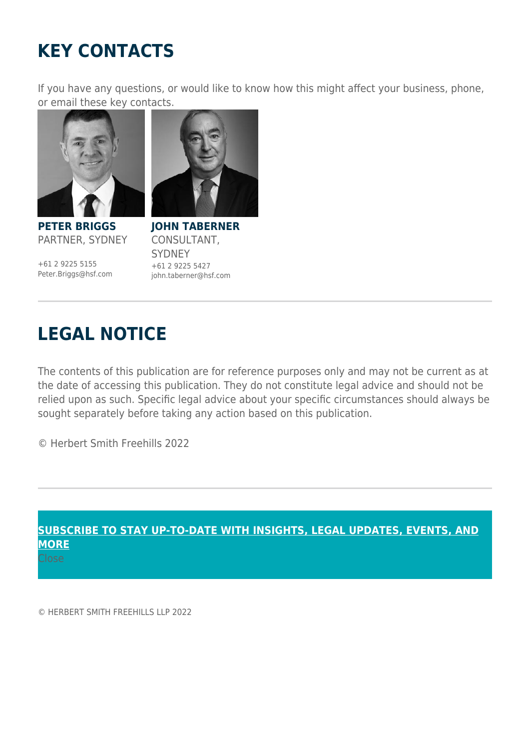## KEY CONTACTS

If you have any questions, or would like to know how this might affect your business, phone, or email these key contacts.

**PETER BRIGGS**
PARTNER, SYDNEY

+61 2 9225 5155
Peter.Briggs@hsf.com

**JOHN TABERNER**
CONSULTANT, SYDNEY

+61 2 9225 5427
john.taberner@hsf.com

## LEGAL NOTICE

The contents of this publication are for reference purposes only and may not be current as at the date of accessing this publication. They do not constitute legal advice and should not be relied upon as such. Specific legal advice about your specific circumstances should always be sought separately before taking any action based on this publication.

© Herbert Smith Freehills 2022

**SUBSCRIBE TO STAY UP-TO-DATE WITH INSIGHTS, LEGAL UPDATES, EVENTS, AND MORE**

Close

© HERBERT SMITH FREEHILLS LLP 2022